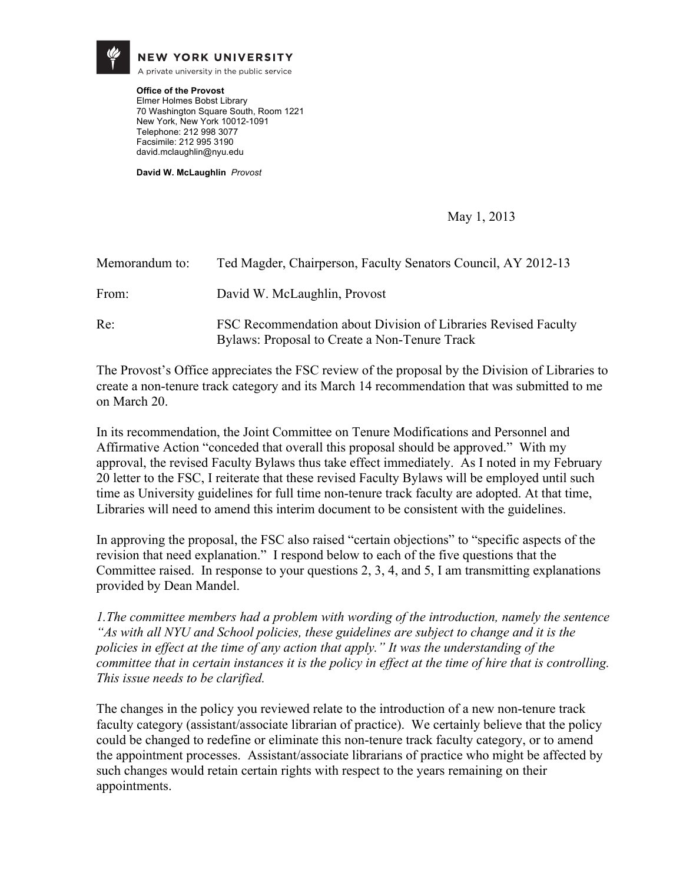**NEW YORK UNIVERSITY**
A private university in the public service

**Office of the Provost**
Elmer Holmes Bobst Library
70 Washington Square South, Room 1221
New York, New York 10012-1091
Telephone: 212 998 3077
Facsimile: 212 995 3190
david.mclaughlin@nyu.edu

**David W. McLaughlin** *Provost*

May 1, 2013

Memorandum to: Ted Magder, Chairperson, Faculty Senators Council, AY 2012-13

From: David W. McLaughlin, Provost

Re: FSC Recommendation about Division of Libraries Revised Faculty Bylaws: Proposal to Create a Non-Tenure Track

The Provost's Office appreciates the FSC review of the proposal by the Division of Libraries to create a non-tenure track category and its March 14 recommendation that was submitted to me on March 20.

In its recommendation, the Joint Committee on Tenure Modifications and Personnel and Affirmative Action "conceded that overall this proposal should be approved." With my approval, the revised Faculty Bylaws thus take effect immediately. As I noted in my February 20 letter to the FSC, I reiterate that these revised Faculty Bylaws will be employed until such time as University guidelines for full time non-tenure track faculty are adopted. At that time, Libraries will need to amend this interim document to be consistent with the guidelines.

In approving the proposal, the FSC also raised "certain objections" to "specific aspects of the revision that need explanation." I respond below to each of the five questions that the Committee raised. In response to your questions 2, 3, 4, and 5, I am transmitting explanations provided by Dean Mandel.

*1.The committee members had a problem with wording of the introduction, namely the sentence "As with all NYU and School policies, these guidelines are subject to change and it is the policies in effect at the time of any action that apply." It was the understanding of the committee that in certain instances it is the policy in effect at the time of hire that is controlling. This issue needs to be clarified.*

The changes in the policy you reviewed relate to the introduction of a new non-tenure track faculty category (assistant/associate librarian of practice). We certainly believe that the policy could be changed to redefine or eliminate this non-tenure track faculty category, or to amend the appointment processes. Assistant/associate librarians of practice who might be affected by such changes would retain certain rights with respect to the years remaining on their appointments.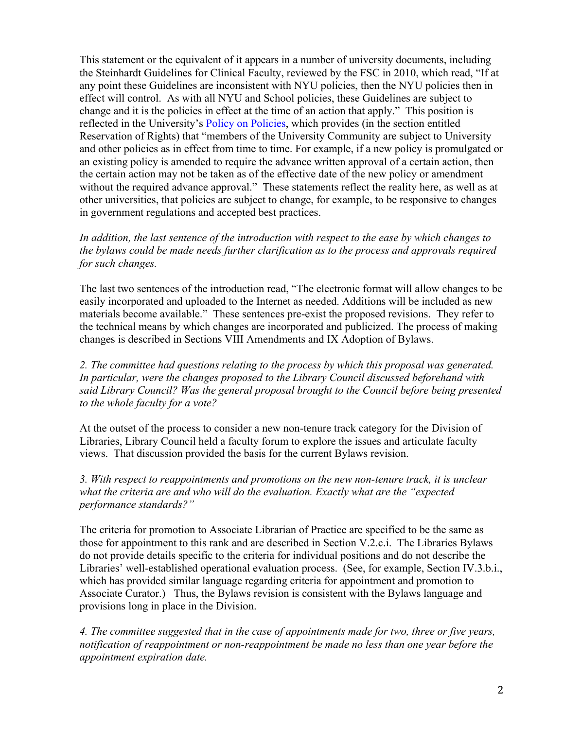This statement or the equivalent of it appears in a number of university documents, including the Steinhardt Guidelines for Clinical Faculty, reviewed by the FSC in 2010, which read, "If at any point these Guidelines are inconsistent with NYU policies, then the NYU policies then in effect will control. As with all NYU and School policies, these Guidelines are subject to change and it is the policies in effect at the time of an action that apply." This position is reflected in the University's Policy on Policies, which provides (in the section entitled Reservation of Rights) that "members of the University Community are subject to University and other policies as in effect from time to time. For example, if a new policy is promulgated or an existing policy is amended to require the advance written approval of a certain action, then the certain action may not be taken as of the effective date of the new policy or amendment without the required advance approval." These statements reflect the reality here, as well as at other universities, that policies are subject to change, for example, to be responsive to changes in government regulations and accepted best practices.

*In addition, the last sentence of the introduction with respect to the ease by which changes to the bylaws could be made needs further clarification as to the process and approvals required for such changes.*

The last two sentences of the introduction read, "The electronic format will allow changes to be easily incorporated and uploaded to the Internet as needed. Additions will be included as new materials become available." These sentences pre-exist the proposed revisions. They refer to the technical means by which changes are incorporated and publicized. The process of making changes is described in Sections VIII Amendments and IX Adoption of Bylaws.

*2. The committee had questions relating to the process by which this proposal was generated. In particular, were the changes proposed to the Library Council discussed beforehand with said Library Council? Was the general proposal brought to the Council before being presented to the whole faculty for a vote?*

At the outset of the process to consider a new non-tenure track category for the Division of Libraries, Library Council held a faculty forum to explore the issues and articulate faculty views. That discussion provided the basis for the current Bylaws revision.

*3. With respect to reappointments and promotions on the new non-tenure track, it is unclear what the criteria are and who will do the evaluation. Exactly what are the "expected performance standards?"*

The criteria for promotion to Associate Librarian of Practice are specified to be the same as those for appointment to this rank and are described in Section V.2.c.i. The Libraries Bylaws do not provide details specific to the criteria for individual positions and do not describe the Libraries' well-established operational evaluation process. (See, for example, Section IV.3.b.i., which has provided similar language regarding criteria for appointment and promotion to Associate Curator.) Thus, the Bylaws revision is consistent with the Bylaws language and provisions long in place in the Division.

*4. The committee suggested that in the case of appointments made for two, three or five years, notification of reappointment or non-reappointment be made no less than one year before the appointment expiration date.*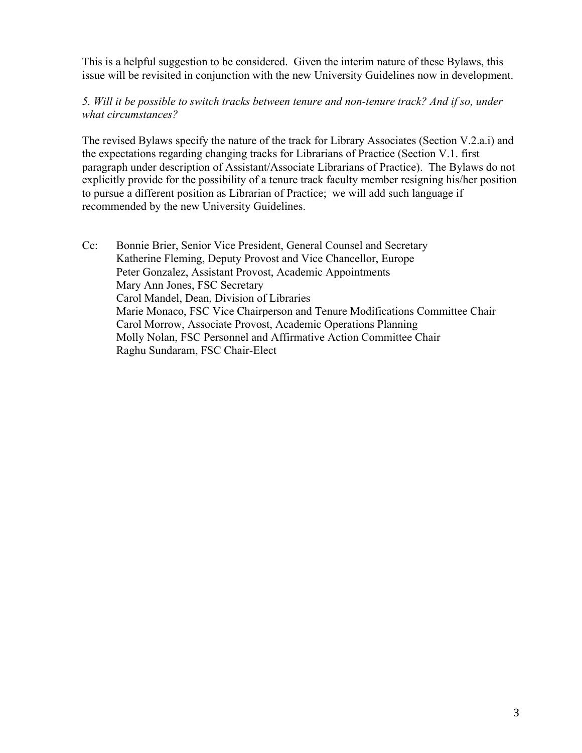This is a helpful suggestion to be considered. Given the interim nature of these Bylaws, this issue will be revisited in conjunction with the new University Guidelines now in development.

*5. Will it be possible to switch tracks between tenure and non-tenure track? And if so, under what circumstances?*

The revised Bylaws specify the nature of the track for Library Associates (Section V.2.a.i) and the expectations regarding changing tracks for Librarians of Practice (Section V.1. first paragraph under description of Assistant/Associate Librarians of Practice). The Bylaws do not explicitly provide for the possibility of a tenure track faculty member resigning his/her position to pursue a different position as Librarian of Practice; we will add such language if recommended by the new University Guidelines.

Cc: Bonnie Brier, Senior Vice President, General Counsel and Secretary
Katherine Fleming, Deputy Provost and Vice Chancellor, Europe
Peter Gonzalez, Assistant Provost, Academic Appointments
Mary Ann Jones, FSC Secretary
Carol Mandel, Dean, Division of Libraries
Marie Monaco, FSC Vice Chairperson and Tenure Modifications Committee Chair
Carol Morrow, Associate Provost, Academic Operations Planning
Molly Nolan, FSC Personnel and Affirmative Action Committee Chair
Raghu Sundaram, FSC Chair-Elect